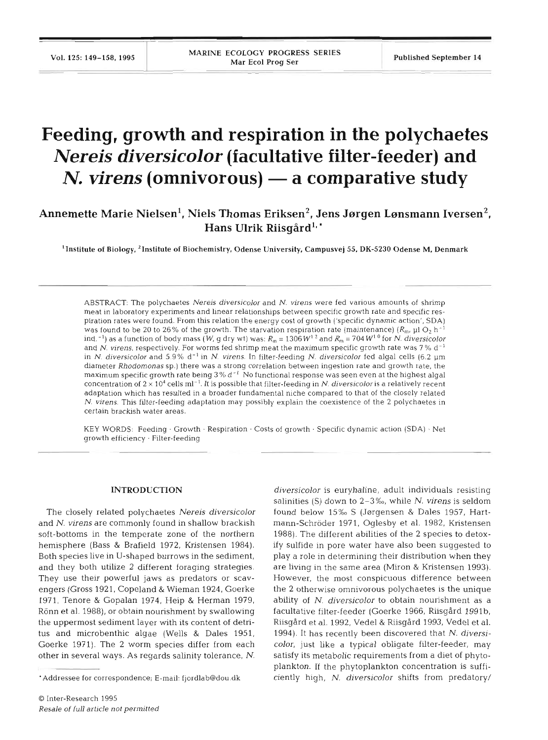# Feeding, growth and respiration in the polychaetes *Nereis diversicolor* (facultative filter-feeder) and *N. virens* (omnivorous) — a comparative study

**Annemette Marie Nielsen[1], Niels Thomas Eriksen[2], Jens Jørgen Lønsmann Iversen[2], Hans Ulrik Riisgård[1,*]**

[1]Institute of Biology, [2]Institute of Biochemistry, Odense University, Campusvej 55, DK-5230 Odense M, Denmark

ABSTRACT: The polychaetes *Nereis diversicolor* and *N. virens* were fed various amounts of shrimp meat in laboratory experiments and linear relationships between specific growth rate and specific respiration rates were found. From this relation the energy cost of growth ('specific dynamic action', SDA) was found to be 20 to 26% of the growth. The starvation respiration rate (maintenance) ($R_m$, µl $O_2$ $h^{-1}$ ind.$^{-1}$) as a function of body mass ($W$, g dry wt) was: $R_m = 1306W^{1.2}$ and $R_m = 704W^{1.0}$ for *N. diversicolor* and *N. virens*, respectively. For worms fed shrimp meat the maximum specific growth rate was 7% $d^{-1}$ in *N. diversicolor* and 5.9% $d^{-1}$ in *N. virens*. In filter-feeding *N. diversicolor* fed algal cells (6.2 µm diameter *Rhodomonas* sp.) there was a strong correlation between ingestion rate and growth rate, the maximum specific growth rate being 3% $d^{-1}$. No functional response was seen even at the highest algal concentration of $2 \times 10^4$ cells $ml^{-1}$. It is possible that filter-feeding in *N. diversicolor* is a relatively recent adaptation which has resulted in a broader fundamental niche compared to that of the closely related *N. virens*. This filter-feeding adaptation may possibly explain the coexistence of the 2 polychaetes in certain brackish water areas.

KEY WORDS: Feeding · Growth · Respiration · Costs of growth · Specific dynamic action (SDA) · Net growth efficiency · Filter-feeding

## INTRODUCTION

The closely related polychaetes *Nereis diversicolor* and *N. virens* are commonly found in shallow brackish soft-bottoms in the temperate zone of the northern hemisphere (Bass & Brafield 1972, Kristensen 1984). Both species live in U-shaped burrows in the sediment, and they both utilize 2 different foraging strategies. They use their powerful jaws as predators or scavengers (Gross 1921, Copeland & Wieman 1924, Goerke 1971, Tenore & Gopalan 1974, Heip & Herman 1979, Rönn et al. 1988), or obtain nourishment by swallowing the uppermost sediment layer with its content of detritus and microbenthic algae (Wells & Dales 1951, Goerke 1971). The 2 worm species differ from each other in several ways. As regards salinity tolerance, *N. diversicolor* is euryhaline, adult individuals resisting salinities (S) down to 2–3‰, while *N. virens* is seldom found below 15‰ S (Jørgensen & Dales 1957, Hartmann-Schröder 1971, Oglesby et al. 1982, Kristensen 1988). The different abilities of the 2 species to detoxify sulfide in pore water have also been suggested to play a role in determining their distribution when they are living in the same area (Miron & Kristensen 1993). However, the most conspicuous difference between the 2 otherwise omnivorous polychaetes is the unique ability of *N. diversicolor* to obtain nourishment as a facultative filter-feeder (Goerke 1966, Riisgård 1991b, Riisgård et al. 1992, Vedel & Riisgård 1993, Vedel et al. 1994). It has recently been discovered that *N. diversicolor*, just like a typical obligate filter-feeder, may satisfy its metabolic requirements from a diet of phytoplankton. If the phytoplankton concentration is sufficiently high, *N. diversicolor* shifts from predatory/

*Addressee for correspondence; E-mail: fjordlab@dou.dk

© Inter-Research 1995
*Resale of full article not permitted*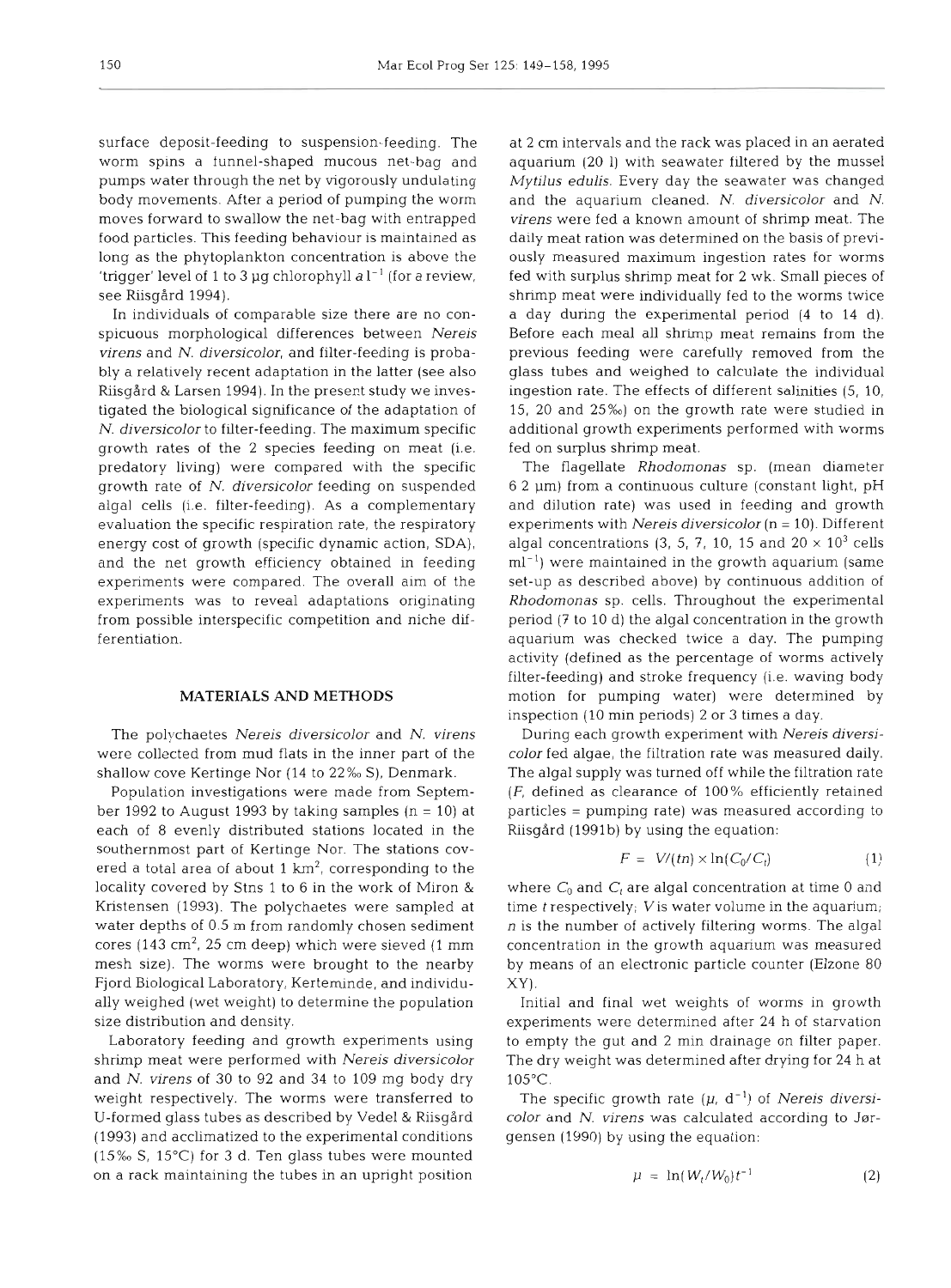surface deposit-feeding to suspension-feeding. The worm spins a funnel-shaped mucous net-bag and pumps water through the net by vigorously undulating body movements. After a period of pumping the worm moves forward to swallow the net-bag with entrapped food particles. This feeding behaviour is maintained as long as the phytoplankton concentration is above the 'trigger' level of 1 to 3 µg chlorophyll $a$ l$^{-1}$ (for a review, see Riisgård 1994).

In individuals of comparable size there are no conspicuous morphological differences between *Nereis virens* and *N. diversicolor*, and filter-feeding is probably a relatively recent adaptation in the latter (see also Riisgård & Larsen 1994). In the present study we investigated the biological significance of the adaptation of *N. diversicolor* to filter-feeding. The maximum specific growth rates of the 2 species feeding on meat (i.e. predatory living) were compared with the specific growth rate of *N. diversicolor* feeding on suspended algal cells (i.e. filter-feeding). As a complementary evaluation the specific respiration rate, the respiratory energy cost of growth (specific dynamic action, SDA), and the net growth efficiency obtained in feeding experiments were compared. The overall aim of the experiments was to reveal adaptations originating from possible interspecific competition and niche differentiation.

## MATERIALS AND METHODS

The polychaetes *Nereis diversicolor* and *N. virens* were collected from mud flats in the inner part of the shallow cove Kertinge Nor (14 to 22‰ S), Denmark.

Population investigations were made from September 1992 to August 1993 by taking samples (n = 10) at each of 8 evenly distributed stations located in the southernmost part of Kertinge Nor. The stations covered a total area of about 1 km$^2$, corresponding to the locality covered by Stns 1 to 6 in the work of Miron & Kristensen (1993). The polychaetes were sampled at water depths of 0.5 m from randomly chosen sediment cores (143 cm$^2$, 25 cm deep) which were sieved (1 mm mesh size). The worms were brought to the nearby Fjord Biological Laboratory, Kerteminde, and individually weighed (wet weight) to determine the population size distribution and density.

Laboratory feeding and growth experiments using shrimp meat were performed with *Nereis diversicolor* and *N. virens* of 30 to 92 and 34 to 109 mg body dry weight respectively. The worms were transferred to U-formed glass tubes as described by Vedel & Riisgård (1993) and acclimatized to the experimental conditions (15‰ S, 15°C) for 3 d. Ten glass tubes were mounted on a rack maintaining the tubes in an upright position at 2 cm intervals and the rack was placed in an aerated aquarium (20 l) with seawater filtered by the mussel *Mytilus edulis*. Every day the seawater was changed and the aquarium cleaned. *N. diversicolor* and *N. virens* were fed a known amount of shrimp meat. The daily meat ration was determined on the basis of previously measured maximum ingestion rates for worms fed with surplus shrimp meat for 2 wk. Small pieces of shrimp meat were individually fed to the worms twice a day during the experimental period (4 to 14 d). Before each meal all shrimp meat remains from the previous feeding were carefully removed from the glass tubes and weighed to calculate the individual ingestion rate. The effects of different salinities (5, 10, 15, 20 and 25‰) on the growth rate were studied in additional growth experiments performed with worms fed on surplus shrimp meat.

The flagellate *Rhodomonas* sp. (mean diameter 6.2 µm) from a continuous culture (constant light, pH and dilution rate) was used in feeding and growth experiments with *Nereis diversicolor* (n = 10). Different algal concentrations (3, 5, 7, 10, 15 and 20 × 10$^3$ cells ml$^{-1}$) were maintained in the growth aquarium (same set-up as described above) by continuous addition of *Rhodomonas* sp. cells. Throughout the experimental period (7 to 10 d) the algal concentration in the growth aquarium was checked twice a day. The pumping activity (defined as the percentage of worms actively filter-feeding) and stroke frequency (i.e. waving body motion for pumping water) were determined by inspection (10 min periods) 2 or 3 times a day.

During each growth experiment with *Nereis diversicolor* fed algae, the filtration rate was measured daily. The algal supply was turned off while the filtration rate ($F$, defined as clearance of 100% efficiently retained particles = pumping rate) was measured according to Riisgård (1991b) by using the equation:

$$F = V/(tn) \times \ln(C_0/C_t) \qquad (1)$$

where $C_0$ and $C_t$ are algal concentration at time 0 and time $t$ respectively; $V$ is water volume in the aquarium; $n$ is the number of actively filtering worms. The algal concentration in the growth aquarium was measured by means of an electronic particle counter (Elzone 80 XY).

Initial and final wet weights of worms in growth experiments were determined after 24 h of starvation to empty the gut and 2 min drainage on filter paper. The dry weight was determined after drying for 24 h at 105°C.

The specific growth rate ($\mu$, d$^{-1}$) of *Nereis diversicolor* and *N. virens* was calculated according to Jørgensen (1990) by using the equation:

$$\mu = \ln(W_t/W_0)t^{-1} \qquad (2)$$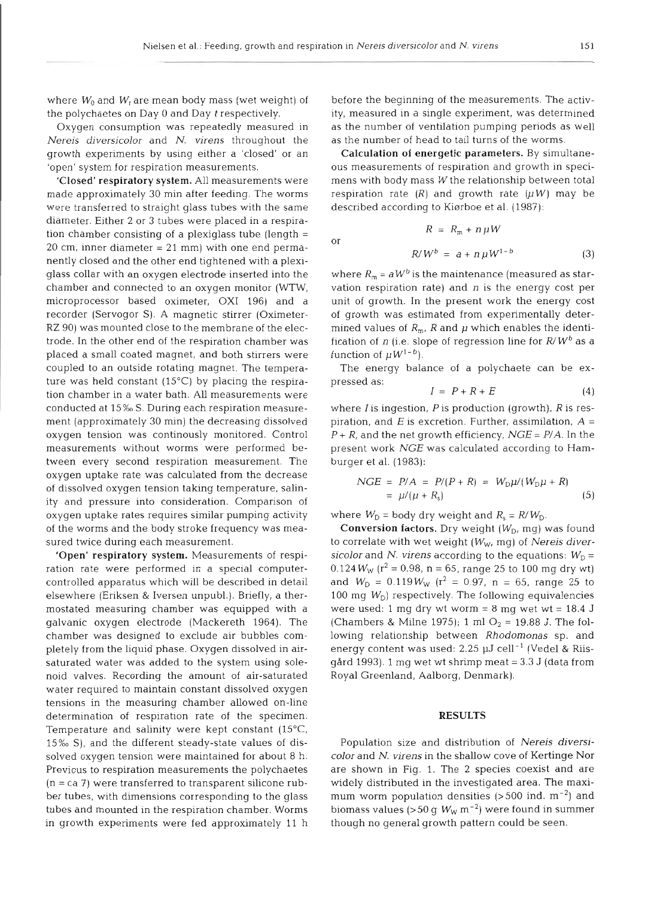where $W_0$ and $W_t$ are mean body mass (wet weight) of the polychaetes on Day 0 and Day $t$ respectively.

Oxygen consumption was repeatedly measured in *Nereis diversicolor* and *N. virens* throughout the growth experiments by using either a 'closed' or an 'open' system for respiration measurements.

**'Closed' respiratory system.** All measurements were made approximately 30 min after feeding. The worms were transferred to straight glass tubes with the same diameter. Either 2 or 3 tubes were placed in a respiration chamber consisting of a plexiglass tube (length = 20 cm, inner diameter = 21 mm) with one end permanently closed and the other end tightened with a plexiglass collar with an oxygen electrode inserted into the chamber and connected to an oxygen monitor (WTW, microprocessor based oximeter, OXI 196) and a recorder (Servogor S). A magnetic stirrer (Oximeter-RZ 90) was mounted close to the membrane of the electrode. In the other end of the respiration chamber was placed a small coated magnet, and both stirrers were coupled to an outside rotating magnet. The temperature was held constant (15°C) by placing the respiration chamber in a water bath. All measurements were conducted at 15‰ S. During each respiration measurement (approximately 30 min) the decreasing dissolved oxygen tension was continously monitored. Control measurements without worms were performed between every second respiration measurement. The oxygen uptake rate was calculated from the decrease of dissolved oxygen tension taking temperature, salinity and pressure into consideration. Comparison of oxygen uptake rates requires similar pumping activity of the worms and the body stroke frequency was measured twice during each measurement.

**'Open' respiratory system.** Measurements of respiration rate were performed in a special computer-controlled apparatus which will be described in detail elsewhere (Eriksen & Iversen unpubl.). Briefly, a thermostated measuring chamber was equipped with a galvanic oxygen electrode (Mackereth 1964). The chamber was designed to exclude air bubbles completely from the liquid phase. Oxygen dissolved in air-saturated water was added to the system using solenoid valves. Recording the amount of air-saturated water required to maintain constant dissolved oxygen tensions in the measuring chamber allowed on-line determination of respiration rate of the specimen. Temperature and salinity were kept constant (15°C, 15‰ S), and the different steady-state values of dissolved oxygen tension were maintained for about 8 h. Previous to respiration measurements the polychaetes (n = ca 7) were transferred to transparent silicone rubber tubes, with dimensions corresponding to the glass tubes and mounted in the respiration chamber. Worms in growth experiments were fed approximately 11 h before the beginning of the measurements. The activity, measured in a single experiment, was determined as the number of ventilation pumping periods as well as the number of head to tail turns of the worms.

**Calculation of energetic parameters.** By simultaneous measurements of respiration and growth in specimens with body mass $W$ the relationship between total respiration rate ($R$) and growth rate ($\mu W$) may be described according to Kiørboe et al. (1987):

$$R = R_m + n\mu W$$

or

$$R/W^b = a + n\mu W^{1-b} \tag{3}$$

where $R_m = aW^b$ is the maintenance (measured as starvation respiration rate) and $n$ is the energy cost per unit of growth. In the present work the energy cost of growth was estimated from experimentally determined values of $R_m$, $R$ and $\mu$ which enables the identification of $n$ (i.e. slope of regression line for $R/W^b$ as a function of $\mu W^{1-b}$).

The energy balance of a polychaete can be expressed as:

$$I = P + R + E \tag{4}$$

where $I$ is ingestion, $P$ is production (growth), $R$ is respiration, and $E$ is excretion. Further, assimilation, $A = P + R$, and the net growth efficiency, $NGE = P/A$. In the present work $NGE$ was calculated according to Hamburger et al. (1983):

$$NGE = P/A = P/(P + R) = W_D\mu/(W_D\mu + R) = \mu/(\mu + R_s) \tag{5}$$

where $W_D$ = body dry weight and $R_s = R/W_D$.

**Conversion factors.** Dry weight ($W_D$, mg) was found to correlate with wet weight ($W_W$, mg) of *Nereis diversicolor* and *N. virens* according to the equations: $W_D = 0.124W_W$ ($r^2 = 0.98$, n = 65, range 25 to 100 mg dry wt) and $W_D = 0.119W_W$ ($r^2 = 0.97$, n = 65, range 25 to 100 mg $W_D$) respectively. The following equivalencies were used: 1 mg dry wt worm = 8 mg wet wt = 18.4 J (Chambers & Milne 1975); 1 ml $O_2$ = 19.88 J. The following relationship between *Rhodomonas* sp. and energy content was used: 2.25 µJ cell$^{-1}$ (Vedel & Riisgård 1993). 1 mg wet wt shrimp meat = 3.3 J (data from Royal Greenland, Aalborg, Denmark).

## RESULTS

Population size and distribution of *Nereis diversicolor* and *N. virens* in the shallow cove of Kertinge Nor are shown in Fig. 1. The 2 species coexist and are widely distributed in the investigated area. The maximum worm population densities (>500 ind. m$^{-2}$) and biomass values (>50 g $W_W$ m$^{-2}$) were found in summer though no general growth pattern could be seen.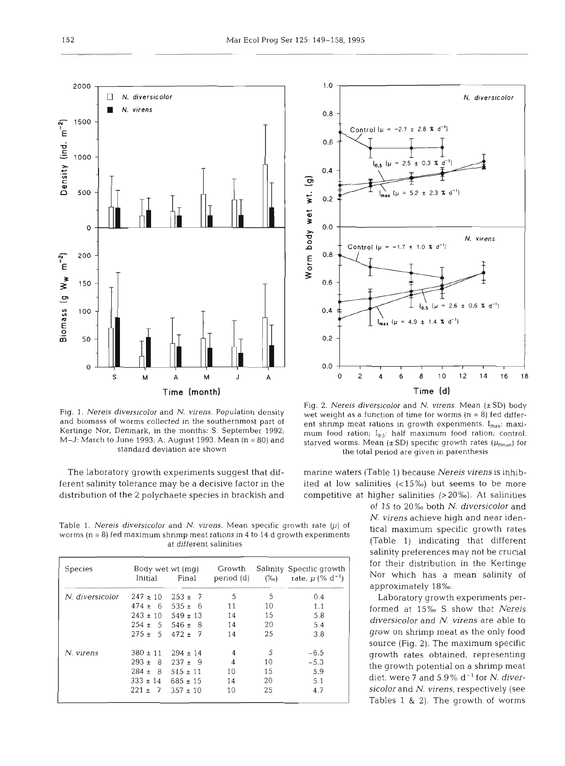Fig. 1. *Nereis diversicolor* and *N. virens*. Population density and biomass of worms collected in the southernmost part of Kertinge Nor, Denmark, in the months: S: September 1992; M–J: March to June 1993; A: August 1993. Mean (n = 80) and standard deviation are shown

Fig. 2. *Nereis diversicolor* and *N. virens*. Mean (±SD) body wet weight as a function of time for worms (n = 8) fed different shrimp meat rations in growth experiments. $I_{max}$: maximum food ration; $I_{0.5}$: half maximum food ration; control: starved worms. Mean (±SD) specific growth rates ($\mu_{mean}$) for the total period are given in parenthesis

The laboratory growth experiments suggest that different salinity tolerance may be a decisive factor in the distribution of the 2 polychaete species in brackish and marine waters (Table 1) because *Nereis virens* is inhibited at low salinities (<15‰) but seems to be more competitive at higher salinities (>20‰). At salinities of 15 to 20‰ both *N. diversicolor* and *N. virens* achieve high and near identical maximum specific growth rates (Table 1) indicating that different salinity preferences may not be crucial for their distribution in the Kertinge Nor which has a mean salinity of approximately 18‰.

Table 1. *Nereis diversicolor* and *N. virens*. Mean specific growth rate ($\mu$) of worms (n = 8) fed maximum shrimp meat rations in 4 to 14 d growth experiments at different salinities

| Species | Body wet wt (mg) Initial | Body wet wt (mg) Final | Growth period (d) | Salinity (‰) | Specific growth rate, $\mu$ (% $d^{-1}$) |
|---|---|---|---|---|---|
| *N. diversicolor* | 247 ± 10 | 253 ± 7 | 5 | 5 | 0.4 |
| | 474 ± 6 | 535 ± 6 | 11 | 10 | 1.1 |
| | 243 ± 10 | 549 ± 13 | 14 | 15 | 5.8 |
| | 254 ± 5 | 546 ± 8 | 14 | 20 | 5.4 |
| | 275 ± 5 | 472 ± 7 | 14 | 25 | 3.8 |
| *N. virens* | 380 ± 11 | 294 ± 14 | 4 | 5 | −6.5 |
| | 293 ± 8 | 237 ± 9 | 4 | 10 | −5.3 |
| | 284 ± 8 | 515 ± 11 | 10 | 15 | 5.9 |
| | 333 ± 14 | 685 ± 15 | 14 | 20 | 5.1 |
| | 221 ± 7 | 357 ± 10 | 10 | 25 | 4.7 |

Laboratory growth experiments performed at 15‰ S show that *Nereis diversicolor* and *N. virens* are able to grow on shrimp meat as the only food source (Fig. 2). The maximum specific growth rates obtained, representing the growth potential on a shrimp meat diet, were 7 and 5.9% $d^{-1}$ for *N. diversicolor* and *N. virens*, respectively (see Tables 1 & 2). The growth of worms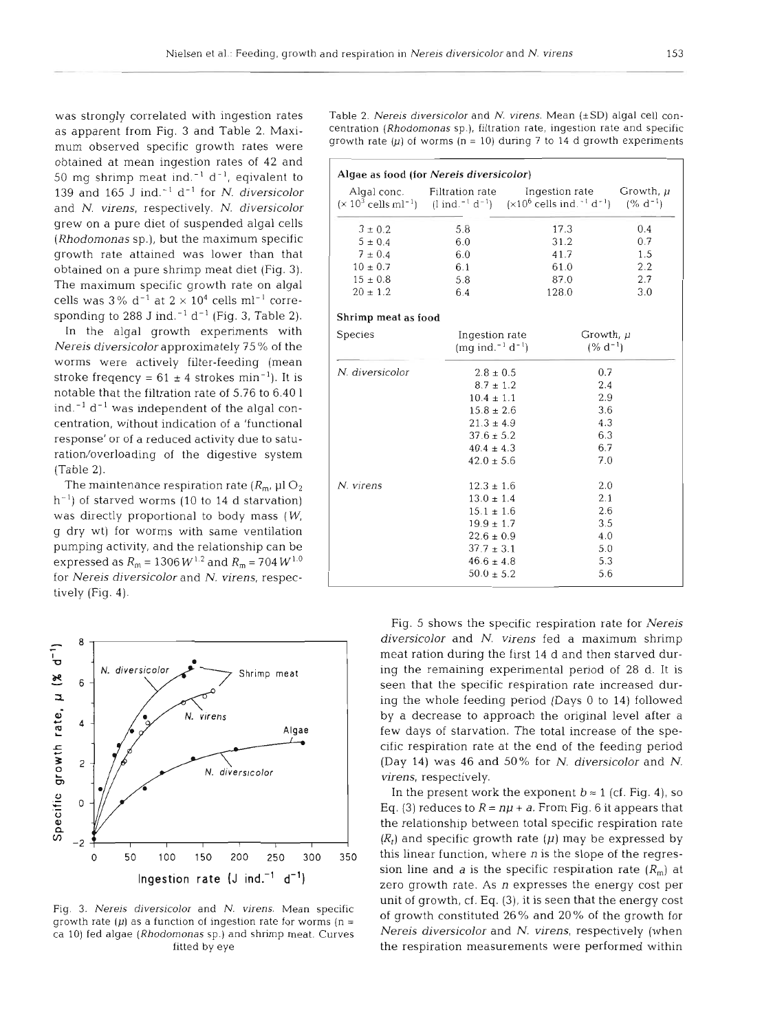was strongly correlated with ingestion rates as apparent from Fig. 3 and Table 2. Maximum observed specific growth rates were obtained at mean ingestion rates of 42 and 50 mg shrimp meat ind.$^{-1}$ d$^{-1}$, eqivalent to 139 and 165 J ind.$^{-1}$ d$^{-1}$ for *N. diversicolor* and *N. virens*, respectively. *N. diversicolor* grew on a pure diet of suspended algal cells (*Rhodomonas* sp.), but the maximum specific growth rate attained was lower than that obtained on a pure shrimp meat diet (Fig. 3). The maximum specific growth rate on algal cells was 3% d$^{-1}$ at $2 \times 10^4$ cells ml$^{-1}$ corresponding to 288 J ind.$^{-1}$ d$^{-1}$ (Fig. 3, Table 2).

In the algal growth experiments with *Nereis diversicolor* approximately 75% of the worms were actively filter-feeding (mean stroke freqency = 61 ± 4 strokes min$^{-1}$). It is notable that the filtration rate of 5.76 to 6.40 l ind.$^{-1}$ d$^{-1}$ was independent of the algal concentration, without indication of a 'functional response' or of a reduced activity due to saturation/overloading of the digestive system (Table 2).

The maintenance respiration rate ($R_m$, µl $O_2$ h$^{-1}$) of starved worms (10 to 14 d starvation) was directly proportional to body mass ($W$, g dry wt) for worms with same ventilation pumping activity, and the relationship can be expressed as $R_m = 1306\,W^{1.2}$ and $R_m = 704\,W^{1.0}$ for *Nereis diversicolor* and *N. virens*, respectively (Fig. 4).

Fig. 3. *Nereis diversicolor* and *N. virens*. Mean specific growth rate ($\mu$) as a function of ingestion rate for worms (n = ca 10) fed algae (*Rhodomonas* sp.) and shrimp meat. Curves fitted by eye

Table 2. *Nereis diversicolor* and *N. virens*. Mean (±SD) algal cell concentration (*Rhodomonas* sp.), filtration rate, ingestion rate and specific growth rate ($\mu$) of worms (n = 10) during 7 to 14 d growth experiments

**Algae as food (for *Nereis diversicolor*)**

| Algal conc. ($\times 10^3$ cells ml$^{-1}$) | Filtration rate (l ind.$^{-1}$ d$^{-1}$) | Ingestion rate ($\times 10^6$ cells ind.$^{-1}$ d$^{-1}$) | Growth, $\mu$ (% d$^{-1}$) |
|---|---|---|---|
| 3 ± 0.2 | 5.8 | 17.3 | 0.4 |
| 5 ± 0.4 | 6.0 | 31.2 | 0.7 |
| 7 ± 0.4 | 6.0 | 41.7 | 1.5 |
| 10 ± 0.7 | 6.1 | 61.0 | 2.2 |
| 15 ± 0.8 | 5.8 | 87.0 | 2.7 |
| 20 ± 1.2 | 6.4 | 128.0 | 3.0 |

**Shrimp meat as food**

| Species | Ingestion rate (mg ind.$^{-1}$ d$^{-1}$) | Growth, $\mu$ (% d$^{-1}$) |
|---|---|---|
| *N. diversicolor* | 2.8 ± 0.5 | 0.7 |
| | 8.7 ± 1.2 | 2.4 |
| | 10.4 ± 1.1 | 2.9 |
| | 15.8 ± 2.6 | 3.6 |
| | 21.3 ± 4.9 | 4.3 |
| | 37.6 ± 5.2 | 6.3 |
| | 40.4 ± 4.3 | 6.7 |
| | 42.0 ± 5.6 | 7.0 |
| *N. virens* | 12.3 ± 1.6 | 2.0 |
| | 13.0 ± 1.4 | 2.1 |
| | 15.1 ± 1.6 | 2.6 |
| | 19.9 ± 1.7 | 3.5 |
| | 22.6 ± 0.9 | 4.0 |
| | 37.7 ± 3.1 | 5.0 |
| | 46.6 ± 4.8 | 5.3 |
| | 50.0 ± 5.2 | 5.6 |

Fig. 5 shows the specific respiration rate for *Nereis diversicolor* and *N. virens* fed a maximum shrimp meat ration during the first 14 d and then starved during the remaining experimental period of 28 d. It is seen that the specific respiration rate increased during the whole feeding period (Days 0 to 14) followed by a decrease to approach the original level after a few days of starvation. The total increase of the specific respiration rate at the end of the feeding period (Day 14) was 46 and 50% for *N. diversicolor* and *N. virens*, respectively.

In the present work the exponent $b \approx 1$ (cf. Fig. 4), so Eq. (3) reduces to $R = n\mu + a$. From Fig. 6 it appears that the relationship between total specific respiration rate ($R_t$) and specific growth rate ($\mu$) may be expressed by this linear function, where $n$ is the slope of the regression line and $a$ is the specific respiration rate ($R_m$) at zero growth rate. As $n$ expresses the energy cost per unit of growth, cf. Eq. (3), it is seen that the energy cost of growth constituted 26% and 20% of the growth for *Nereis diversicolor* and *N. virens*, respectively (when the respiration measurements were performed within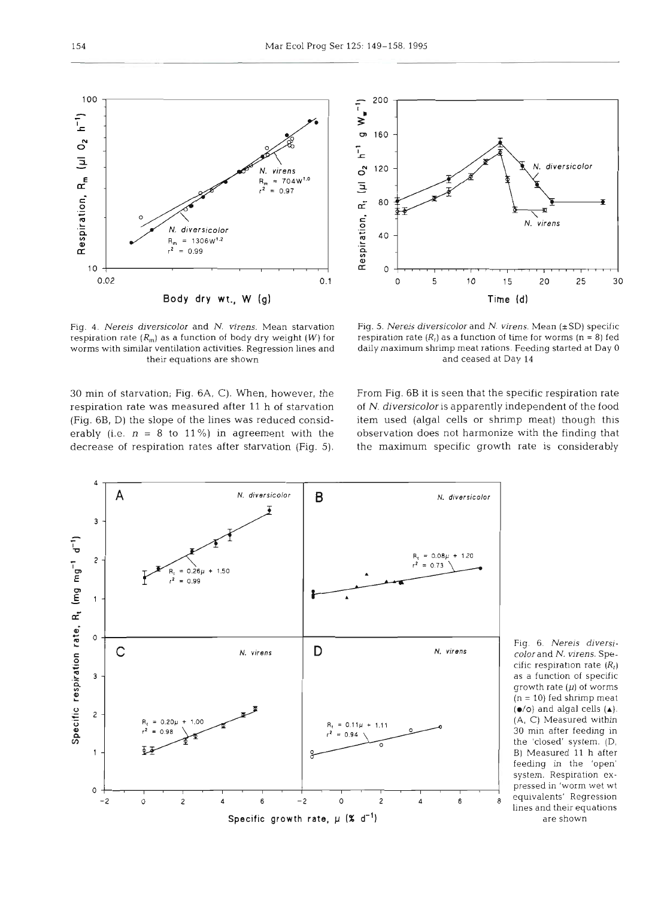Fig. 4. *Nereis diversicolor* and *N. virens*. Mean starvation respiration rate ($R_m$) as a function of body dry weight ($W$) for worms with similar ventilation activities. Regression lines and their equations are shown

Fig. 5. *Nereis diversicolor* and *N. virens*. Mean (±SD) specific respiration rate ($R_t$) as a function of time for worms (n = 8) fed daily maximum shrimp meat rations. Feeding started at Day 0 and ceased at Day 14

30 min of starvation; Fig. 6A, C). When, however, the respiration rate was measured after 11 h of starvation (Fig. 6B, D) the slope of the lines was reduced considerably (i.e. $n$ = 8 to 11%) in agreement with the decrease of respiration rates after starvation (Fig. 5). From Fig. 6B it is seen that the specific respiration rate of *N. diversicolor* is apparently independent of the food item used (algal cells or shrimp meat) though this observation does not harmonize with the finding that the maximum specific growth rate is considerably

Fig. 6. *Nereis diversicolor* and *N. virens*. Specific respiration rate ($R_t$) as a function of specific growth rate ($\mu$) of worms (n = 10) fed shrimp meat (●/○) and algal cells (▲). (A, C) Measured within 30 min after feeding in the 'closed' system. (D, B) Measured 11 h after feeding in the 'open' system. Respiration expressed in 'worm wet wt equivalents'. Regression lines and their equations are shown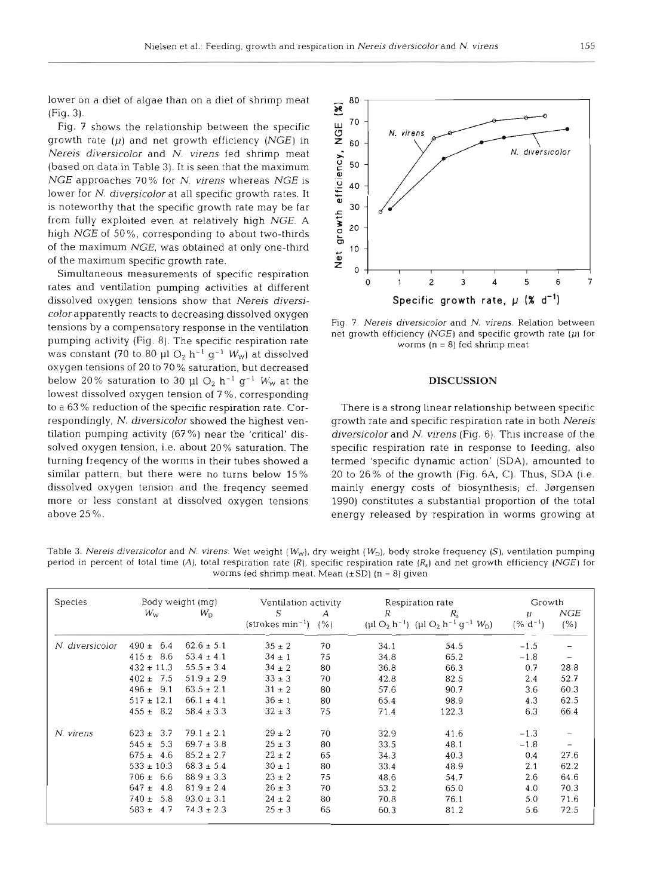lower on a diet of algae than on a diet of shrimp meat (Fig. 3).

Fig. 7 shows the relationship between the specific growth rate ($\mu$) and net growth efficiency (*NGE*) in *Nereis diversicolor* and *N. virens* fed shrimp meat (based on data in Table 3). It is seen that the maximum *NGE* approaches 70% for *N. virens* whereas *NGE* is lower for *N. diversicolor* at all specific growth rates. It is noteworthy that the specific growth rate may be far from fully exploited even at relatively high *NGE*. A high *NGE* of 50%, corresponding to about two-thirds of the maximum *NGE*, was obtained at only one-third of the maximum specific growth rate.

Simultaneous measurements of specific respiration rates and ventilation pumping activities at different dissolved oxygen tensions show that *Nereis diversicolor* apparently reacts to decreasing dissolved oxygen tensions by a compensatory response in the ventilation pumping activity (Fig. 8). The specific respiration rate was constant (70 to 80 µl $O_2$ $h^{-1}$ $g^{-1}$ $W_W$) at dissolved oxygen tensions of 20 to 70% saturation, but decreased below 20% saturation to 30 µl $O_2$ $h^{-1}$ $g^{-1}$ $W_W$ at the lowest dissolved oxygen tension of 7%, corresponding to a 63% reduction of the specific respiration rate. Correspondingly, *N. diversicolor* showed the highest ventilation pumping activity (67%) near the 'critical' dissolved oxygen tension, i.e. about 20% saturation. The turning freqency of the worms in their tubes showed a similar pattern, but there were no turns below 15% dissolved oxygen tension and the freqency seemed more or less constant at dissolved oxygen tensions above 25%.

Fig. 7. *Nereis diversicolor* and *N. virens*. Relation between net growth efficiency (*NGE*) and specific growth rate ($\mu$) for worms (n = 8) fed shrimp meat

## DISCUSSION

There is a strong linear relationship between specific growth rate and specific respiration rate in both *Nereis diversicolor* and *N. virens* (Fig. 6). This increase of the specific respiration rate in response to feeding, also termed 'specific dynamic action' (SDA), amounted to 20 to 26% of the growth (Fig. 6A, C). Thus, SDA (i.e. mainly energy costs of biosynthesis; cf. Jørgensen 1990) constitutes a substantial proportion of the total energy released by respiration in worms growing at

Table 3. *Nereis diversicolor* and *N. virens*. Wet weight ($W_W$), dry weight ($W_D$), body stroke frequency (*S*), ventilation pumping period in percent of total time (*A*), total respiration rate (*R*), specific respiration rate ($R_s$) and net growth efficiency (*NGE*) for worms fed shrimp meat. Mean (±SD) (n = 8) given

| Species | Body weight (mg) | | Ventilation activity | | Respiration rate | | Growth | |
|---|---|---|---|---|---|---|---|---|
| | $W_W$ | $W_D$ | *S* (strokes $min^{-1}$) | *A* (%) | *R* (µl $O_2$ $h^{-1}$) | $R_s$ (µl $O_2$ $h^{-1}$ $g^{-1}$ $W_D$) | $\mu$ (% $d^{-1}$) | *NGE* (%) |
| *N. diversicolor* | 490 ± 6.4 | 62.6 ± 5.1 | 35 ± 2 | 70 | 34.1 | 54.5 | −1.5 | – |
| | 415 ± 8.6 | 53.4 ± 4.1 | 34 ± 1 | 75 | 34.8 | 65.2 | −1.8 | – |
| | 432 ± 11.3 | 55.5 ± 3.4 | 34 ± 2 | 80 | 36.8 | 66.3 | 0.7 | 28.8 |
| | 402 ± 7.5 | 51.9 ± 2.9 | 33 ± 3 | 70 | 42.8 | 82.5 | 2.4 | 52.7 |
| | 496 ± 9.1 | 63.5 ± 2.1 | 31 ± 2 | 80 | 57.6 | 90.7 | 3.6 | 60.3 |
| | 517 ± 12.1 | 66.1 ± 4.1 | 36 ± 1 | 80 | 65.4 | 98.9 | 4.3 | 62.5 |
| | 455 ± 8.2 | 58.4 ± 3.3 | 32 ± 3 | 75 | 71.4 | 122.3 | 6.3 | 66.4 |
| *N. virens* | 623 ± 3.7 | 79.1 ± 2.1 | 29 ± 2 | 70 | 32.9 | 41.6 | −1.3 | – |
| | 545 ± 5.3 | 69.7 ± 3.8 | 25 ± 3 | 80 | 33.5 | 48.1 | −1.8 | – |
| | 675 ± 4.6 | 85.2 ± 2.7 | 22 ± 2 | 65 | 34.3 | 40.3 | 0.4 | 27.6 |
| | 533 ± 10.3 | 68.3 ± 5.4 | 30 ± 1 | 80 | 33.4 | 48.9 | 2.1 | 62.2 |
| | 706 ± 6.6 | 88.9 ± 3.3 | 23 ± 2 | 75 | 48.6 | 54.7 | 2.6 | 64.6 |
| | 647 ± 4.8 | 81.9 ± 2.4 | 26 ± 3 | 70 | 53.2 | 65.0 | 4.0 | 70.3 |
| | 740 ± 5.8 | 93.0 ± 3.1 | 24 ± 2 | 80 | 70.8 | 76.1 | 5.0 | 71.6 |
| | 583 ± 4.7 | 74.3 ± 2.3 | 25 ± 3 | 65 | 60.3 | 81.2 | 5.6 | 72.5 |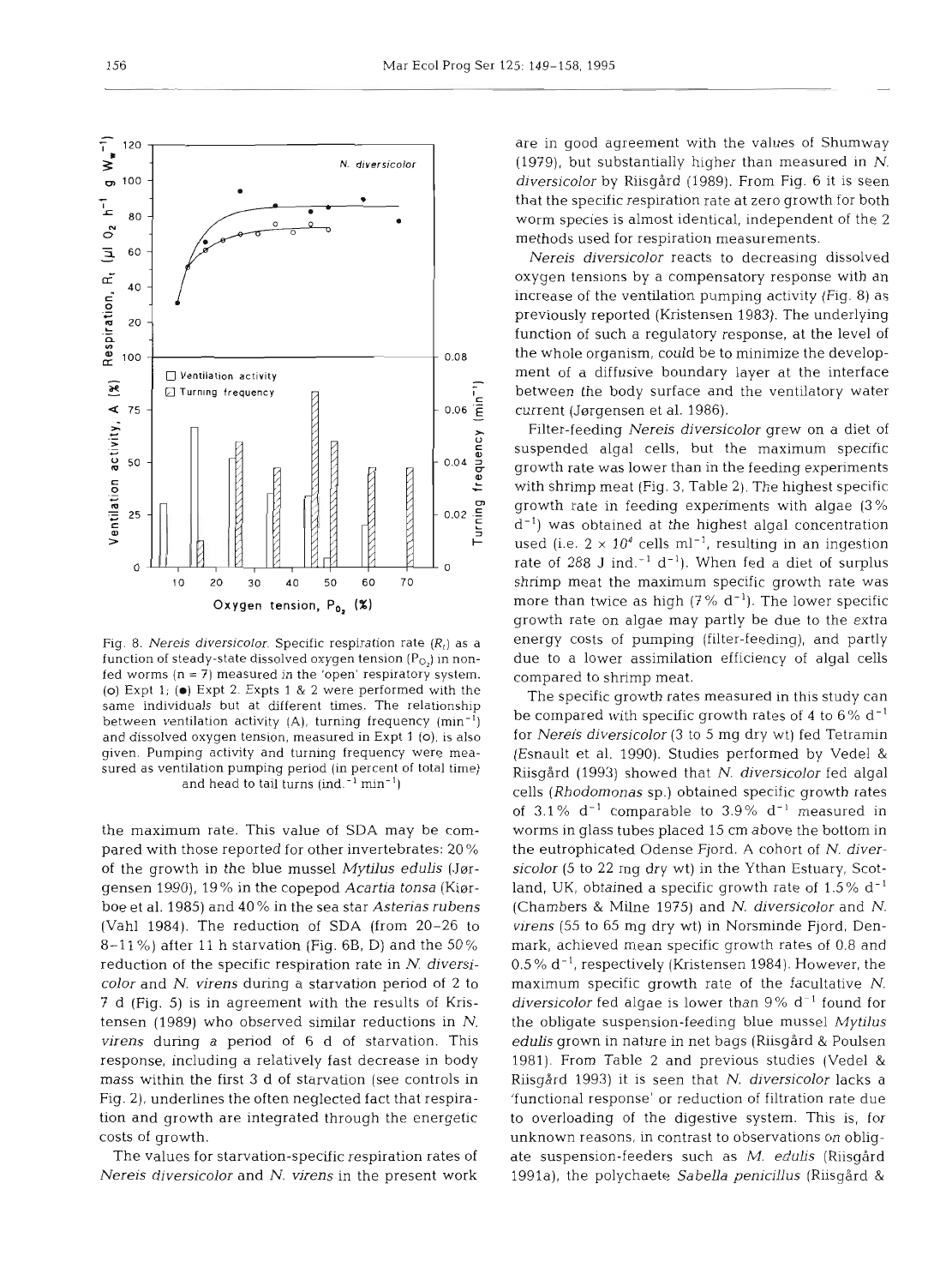Fig. 8. *Nereis diversicolor*. Specific respiration rate ($R_t$) as a function of steady-state dissolved oxygen tension ($P_{O_2}$) in non-fed worms (n = 7) measured in the 'open' respiratory system. (o) Expt 1; (●) Expt 2. Expts 1 & 2 were performed with the same individuals but at different times. The relationship between ventilation activity (A), turning frequency ($min^{-1}$) and dissolved oxygen tension, measured in Expt 1 (o), is also given. Pumping activity and turning frequency were measured as ventilation pumping period (in percent of total time) and head to tail turns ($ind.^{-1}$ $min^{-1}$)

the maximum rate. This value of SDA may be compared with those reported for other invertebrates: 20% of the growth in the blue mussel *Mytilus edulis* (Jørgensen 1990), 19% in the copepod *Acartia tonsa* (Kiørboe et al. 1985) and 40% in the sea star *Asterias rubens* (Vahl 1984). The reduction of SDA (from 20–26 to 8–11%) after 11 h starvation (Fig. 6B, D) and the 50% reduction of the specific respiration rate in *N. diversicolor* and *N. virens* during a starvation period of 2 to 7 d (Fig. 5) is in agreement with the results of Kristensen (1989) who observed similar reductions in *N. virens* during a period of 6 d of starvation. This response, including a relatively fast decrease in body mass within the first 3 d of starvation (see controls in Fig. 2), underlines the often neglected fact that respiration and growth are integrated through the energetic costs of growth.

The values for starvation-specific respiration rates of *Nereis diversicolor* and *N. virens* in the present work are in good agreement with the values of Shumway (1979), but substantially higher than measured in *N. diversicolor* by Riisgård (1989). From Fig. 6 it is seen that the specific respiration rate at zero growth for both worm species is almost identical, independent of the 2 methods used for respiration measurements.

*Nereis diversicolor* reacts to decreasing dissolved oxygen tensions by a compensatory response with an increase of the ventilation pumping activity (Fig. 8) as previously reported (Kristensen 1983). The underlying function of such a regulatory response, at the level of the whole organism, could be to minimize the development of a diffusive boundary layer at the interface between the body surface and the ventilatory water current (Jørgensen et al. 1986).

Filter-feeding *Nereis diversicolor* grew on a diet of suspended algal cells, but the maximum specific growth rate was lower than in the feeding experiments with shrimp meat (Fig. 3, Table 2). The highest specific growth rate in feeding experiments with algae (3% $d^{-1}$) was obtained at the highest algal concentration used (i.e. $2 \times 10^4$ cells $ml^{-1}$, resulting in an ingestion rate of 288 J $ind.^{-1}$ $d^{-1}$). When fed a diet of surplus shrimp meat the maximum specific growth rate was more than twice as high (7% $d^{-1}$). The lower specific growth rate on algae may partly be due to the extra energy costs of pumping (filter-feeding), and partly due to a lower assimilation efficiency of algal cells compared to shrimp meat.

The specific growth rates measured in this study can be compared with specific growth rates of 4 to 6% $d^{-1}$ for *Nereis diversicolor* (3 to 5 mg dry wt) fed Tetramin (Esnault et al. 1990). Studies performed by Vedel & Riisgård (1993) showed that *N. diversicolor* fed algal cells (*Rhodomonas* sp.) obtained specific growth rates of 3.1% $d^{-1}$ comparable to 3.9% $d^{-1}$ measured in worms in glass tubes placed 15 cm above the bottom in the eutrophicated Odense Fjord. A cohort of *N. diversicolor* (5 to 22 mg dry wt) in the Ythan Estuary, Scotland, UK, obtained a specific growth rate of 1.5% $d^{-1}$ (Chambers & Milne 1975) and *N. diversicolor* and *N. virens* (55 to 65 mg dry wt) in Norsminde Fjord, Denmark, achieved mean specific growth rates of 0.8 and 0.5% $d^{-1}$, respectively (Kristensen 1984). However, the maximum specific growth rate of the facultative *N. diversicolor* fed algae is lower than 9% $d^{-1}$ found for the obligate suspension-feeding blue mussel *Mytilus edulis* grown in nature in net bags (Riisgård & Poulsen 1981). From Table 2 and previous studies (Vedel & Riisgård 1993) it is seen that *N. diversicolor* lacks a 'functional response' or reduction of filtration rate due to overloading of the digestive system. This is, for unknown reasons, in contrast to observations on obligate suspension-feeders such as *M. edulis* (Riisgård 1991a), the polychaete *Sabella penicillus* (Riisgård &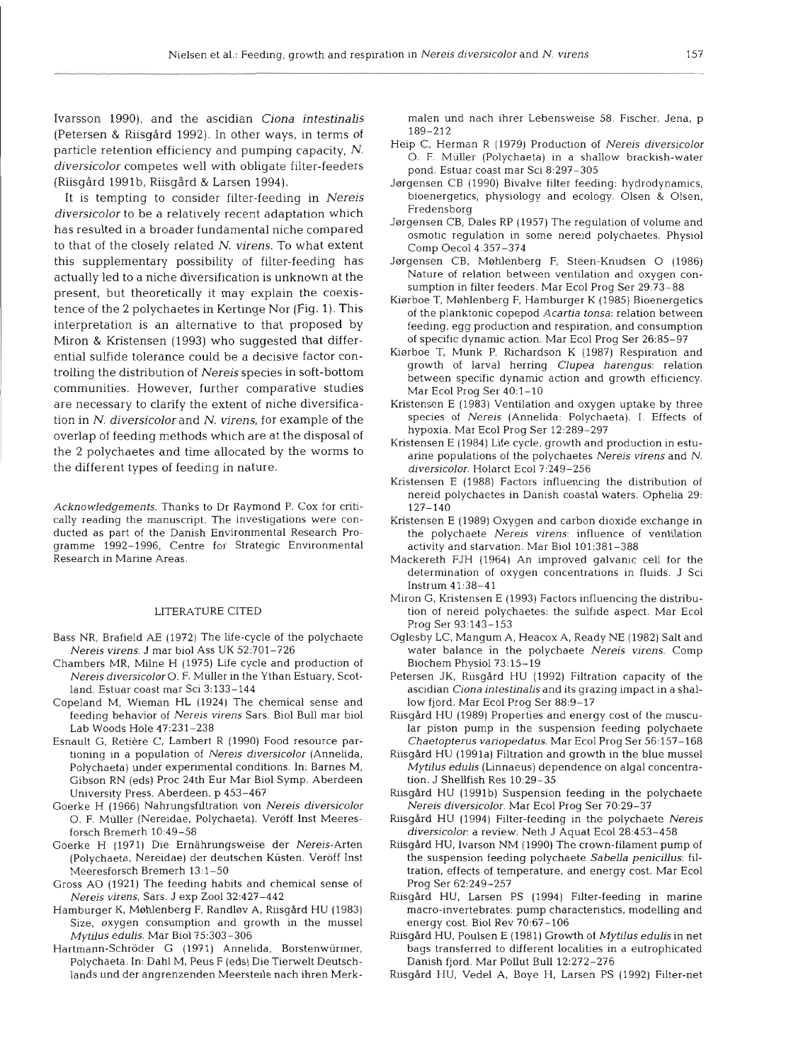Ivarsson 1990), and the ascidian *Ciona intestinalis* (Petersen & Riisgård 1992). In other ways, in terms of particle retention efficiency and pumping capacity, *N. diversicolor* competes well with obligate filter-feeders (Riisgård 1991b, Riisgård & Larsen 1994).

It is tempting to consider filter-feeding in *Nereis diversicolor* to be a relatively recent adaptation which has resulted in a broader fundamental niche compared to that of the closely related *N. virens*. To what extent this supplementary possibility of filter-feeding has actually led to a niche diversification is unknown at the present, but theoretically it may explain the coexistence of the 2 polychaetes in Kertinge Nor (Fig. 1). This interpretation is an alternative to that proposed by Miron & Kristensen (1993) who suggested that differential sulfide tolerance could be a decisive factor controlling the distribution of *Nereis* species in soft-bottom communities. However, further comparative studies are necessary to clarify the extent of niche diversification in *N. diversicolor* and *N. virens*, for example of the overlap of feeding methods which are at the disposal of the 2 polychaetes and time allocated by the worms to the different types of feeding in nature.

*Acknowledgements.* Thanks to Dr Raymond P. Cox for critically reading the manuscript. The investigations were conducted as part of the Danish Environmental Research Programme 1992–1996, Centre for Strategic Environmental Research in Marine Areas.

## LITERATURE CITED

Bass NR, Brafield AE (1972) The life-cycle of the polychaete *Nereis virens*. J mar biol Ass UK 52:701–726

Chambers MR, Milne H (1975) Life cycle and production of *Nereis diversicolor* O. F. Müller in the Ythan Estuary, Scotland. Estuar coast mar Sci 3:133–144

Copeland M, Wieman HL (1924) The chemical sense and feeding behavior of *Nereis virens* Sars. Biol Bull mar biol Lab Woods Hole 47:231–238

Esnault G, Retière C, Lambert R (1990) Food resource partitioning in a population of *Nereis diversicolor* (Annelida, Polychaeta) under experimental conditions. In: Barnes M, Gibson RN (eds) Proc 24th Eur Mar Biol Symp. Aberdeen University Press, Aberdeen, p 453–467

Goerke H (1966) Nahrungsfiltration von *Nereis diversicolor* O. F. Müller (Nereidae, Polychaeta). Veröff Inst Meeresforsch Bremerh 10:49–58

Goerke H (1971) Die Ernährungsweise der *Nereis*-Arten (Polychaeta, Nereidae) der deutschen Küsten. Veröff Inst Meeresforsch Bremerh 13:1–50

Gross AO (1921) The feeding habits and chemical sense of *Nereis virens*, Sars. J exp Zool 32:427–442

Hamburger K, Møhlenberg F, Randløv A, Riisgård HU (1983) Size, oxygen consumption and growth in the mussel *Mytilus edulis*. Mar Biol 75:303–306

Hartmann-Schröder G (1971) Annelida, Borstenwürmer, Polychaeta. In: Dahl M, Peus F (eds) Die Tierwelt Deutschlands und der angrenzenden Meersteile nach ihren Merkmalen und nach ihrer Lebensweise 58. Fischer, Jena, p 189–212

Heip C, Herman R (1979) Production of *Nereis diversicolor* O. F. Müller (Polychaeta) in a shallow brackish-water pond. Estuar coast mar Sci 8:297–305

Jørgensen CB (1990) Bivalve filter feeding: hydrodynamics, bioenergetics, physiology and ecology. Olsen & Olsen, Fredensborg

Jørgensen CB, Dales RP (1957) The regulation of volume and osmotic regulation in some nereid polychaetes. Physiol Comp Oecol 4:357–374

Jørgensen CB, Møhlenberg F, Steen-Knudsen O (1986) Nature of relation between ventilation and oxygen consumption in filter feeders. Mar Ecol Prog Ser 29:73–88

Kiørboe T, Møhlenberg F, Hamburger K (1985) Bioenergetics of the planktonic copepod *Acartia tonsa*: relation between feeding, egg production and respiration, and consumption of specific dynamic action. Mar Ecol Prog Ser 26:85–97

Kiørboe T, Munk P, Richardson K (1987) Respiration and growth of larval herring *Clupea harengus*: relation between specific dynamic action and growth efficiency. Mar Ecol Prog Ser 40:1–10

Kristensen E (1983) Ventilation and oxygen uptake by three species of *Nereis* (Annelida: Polychaeta). I. Effects of hypoxia. Mar Ecol Prog Ser 12:289–297

Kristensen E (1984) Life cycle, growth and production in estuarine populations of the polychaetes *Nereis virens* and *N. diversicolor*. Holarct Ecol 7:249–256

Kristensen E (1988) Factors influencing the distribution of nereid polychaetes in Danish coastal waters. Ophelia 29:127–140

Kristensen E (1989) Oxygen and carbon dioxide exchange in the polychaete *Nereis virens*: influence of ventilation activity and starvation. Mar Biol 101:381–388

Mackereth FJH (1964) An improved galvanic cell for the determination of oxygen concentrations in fluids. J Sci Instrum 41:38–41

Miron G, Kristensen E (1993) Factors influencing the distribution of nereid polychaetes: the sulfide aspect. Mar Ecol Prog Ser 93:143–153

Oglesby LC, Mangum A, Heacox A, Ready NE (1982) Salt and water balance in the polychaete *Nereis virens*. Comp Biochem Physiol 73:15–19

Petersen JK, Riisgård HU (1992) Filtration capacity of the ascidian *Ciona intestinalis* and its grazing impact in a shallow fjord. Mar Ecol Prog Ser 88:9–17

Riisgård HU (1989) Properties and energy cost of the muscular piston pump in the suspension feeding polychaete *Chaetopterus variopedatus*. Mar Ecol Prog Ser 56:157–168

Riisgård HU (1991a) Filtration and growth in the blue mussel *Mytilus edulis* (Linnaeus) dependence on algal concentration. J Shellfish Res 10:29–35

Riisgård HU (1991b) Suspension feeding in the polychaete *Nereis diversicolor*. Mar Ecol Prog Ser 70:29–37

Riisgård HU (1994) Filter-feeding in the polychaete *Nereis diversicolor*: a review. Neth J Aquat Ecol 28:453–458

Riisgård HU, Ivarson NM (1990) The crown-filament pump of the suspension feeding polychaete *Sabella penicillus*: filtration, effects of temperature, and energy cost. Mar Ecol Prog Ser 62:249–257

Riisgård HU, Larsen PS (1994) Filter-feeding in marine macro-invertebrates: pump characteristics, modelling and energy cost. Biol Rev 70:67–106

Riisgård HU, Poulsen E (1981) Growth of *Mytilus edulis* in net bags transferred to different localities in a eutrophicated Danish fjord. Mar Pollut Bull 12:272–276

Riisgård HU, Vedel A, Boye H, Larsen PS (1992) Filter-net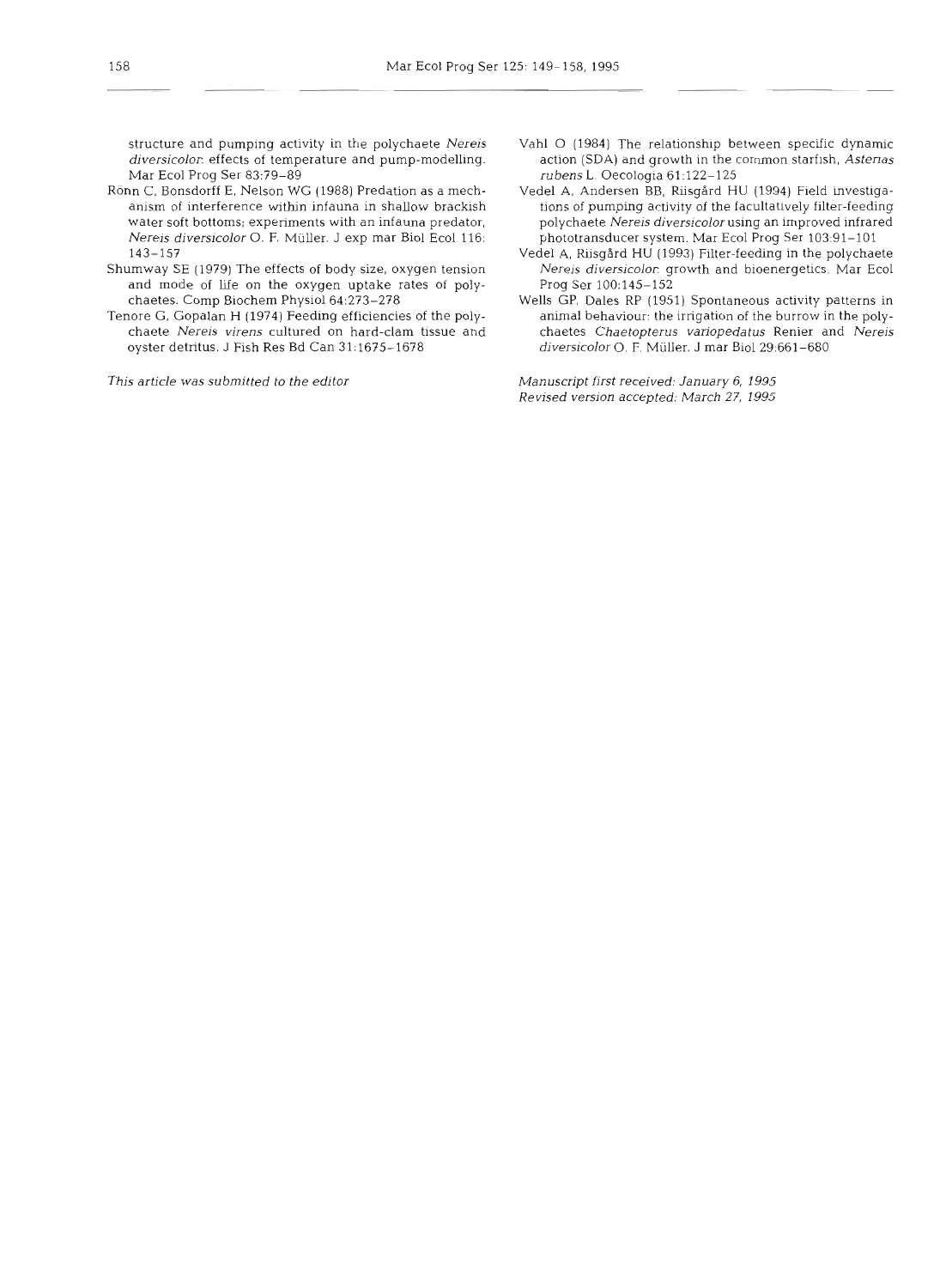structure and pumping activity in the polychaete *Nereis diversicolor*: effects of temperature and pump-modelling. Mar Ecol Prog Ser 83:79–89

Rönn C, Bonsdorff E, Nelson WG (1988) Predation as a mechanism of interference within infauna in shallow brackish water soft bottoms; experiments with an infauna predator, *Nereis diversicolor* O. F. Müller. J exp mar Biol Ecol 116: 143–157

Shumway SE (1979) The effects of body size, oxygen tension and mode of life on the oxygen uptake rates of polychaetes. Comp Biochem Physiol 64:273–278

Tenore G, Gopalan H (1974) Feeding efficiencies of the polychaete *Nereis virens* cultured on hard-clam tissue and oyster detritus. J Fish Res Bd Can 31:1675–1678

Vahl O (1984) The relationship between specific dynamic action (SDA) and growth in the common starfish, *Asterias rubens* L. Oecologia 61:122–125

Vedel A, Andersen BB, Riisgård HU (1994) Field investigations of pumping activity of the facultatively filter-feeding polychaete *Nereis diversicolor* using an improved infrared phototransducer system. Mar Ecol Prog Ser 103:91–101

Vedel A, Riisgård HU (1993) Filter-feeding in the polychaete *Nereis diversicolor*: growth and bioenergetics. Mar Ecol Prog Ser 100:145–152

Wells GP, Dales RP (1951) Spontaneous activity patterns in animal behaviour: the irrigation of the burrow in the polychaetes *Chaetopterus variopedatus* Renier and *Nereis diversicolor* O. F. Müller. J mar Biol 29:661–680

*This article was submitted to the editor*

*Manuscript first received: January 6, 1995*
*Revised version accepted: March 27, 1995*